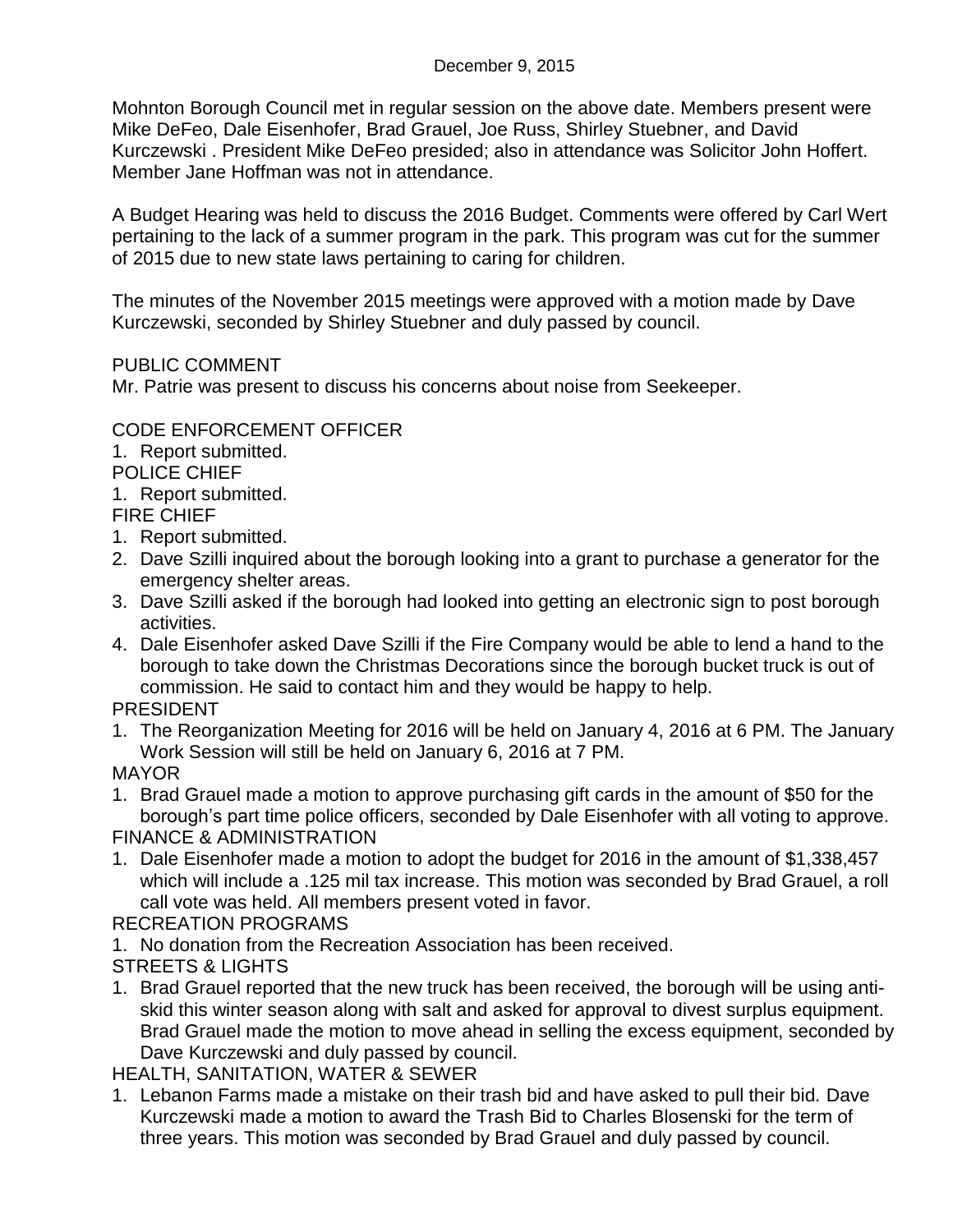December 9, 2015

Mohnton Borough Council met in regular session on the above date. Members present were Mike DeFeo, Dale Eisenhofer, Brad Grauel, Joe Russ, Shirley Stuebner, and David Kurczewski . President Mike DeFeo presided; also in attendance was Solicitor John Hoffert. Member Jane Hoffman was not in attendance.

A Budget Hearing was held to discuss the 2016 Budget. Comments were offered by Carl Wert pertaining to the lack of a summer program in the park. This program was cut for the summer of 2015 due to new state laws pertaining to caring for children.

The minutes of the November 2015 meetings were approved with a motion made by Dave Kurczewski, seconded by Shirley Stuebner and duly passed by council.

PUBLIC COMMENT

Mr. Patrie was present to discuss his concerns about noise from Seekeeper.

CODE ENFORCEMENT OFFICER

1. Report submitted.

POLICE CHIEF

1. Report submitted.

FIRE CHIEF

1. Report submitted.
2. Dave Szilli inquired about the borough looking into a grant to purchase a generator for the emergency shelter areas.
3. Dave Szilli asked if the borough had looked into getting an electronic sign to post borough activities.
4. Dale Eisenhofer asked Dave Szilli if the Fire Company would be able to lend a hand to the borough to take down the Christmas Decorations since the borough bucket truck is out of commission. He said to contact him and they would be happy to help.

PRESIDENT

1. The Reorganization Meeting for 2016 will be held on January 4, 2016 at 6 PM. The January Work Session will still be held on January 6, 2016 at 7 PM.

MAYOR

1. Brad Grauel made a motion to approve purchasing gift cards in the amount of $50 for the borough's part time police officers, seconded by Dale Eisenhofer with all voting to approve.

FINANCE & ADMINISTRATION

1. Dale Eisenhofer made a motion to adopt the budget for 2016 in the amount of $1,338,457 which will include a .125 mil tax increase. This motion was seconded by Brad Grauel, a roll call vote was held. All members present voted in favor.

RECREATION PROGRAMS

1. No donation from the Recreation Association has been received.

STREETS & LIGHTS

1. Brad Grauel reported that the new truck has been received, the borough will be using anti-skid this winter season along with salt and asked for approval to divest surplus equipment. Brad Grauel made the motion to move ahead in selling the excess equipment, seconded by Dave Kurczewski and duly passed by council.

HEALTH, SANITATION, WATER & SEWER

1. Lebanon Farms made a mistake on their trash bid and have asked to pull their bid. Dave Kurczewski made a motion to award the Trash Bid to Charles Blosenski for the term of three years. This motion was seconded by Brad Grauel and duly passed by council.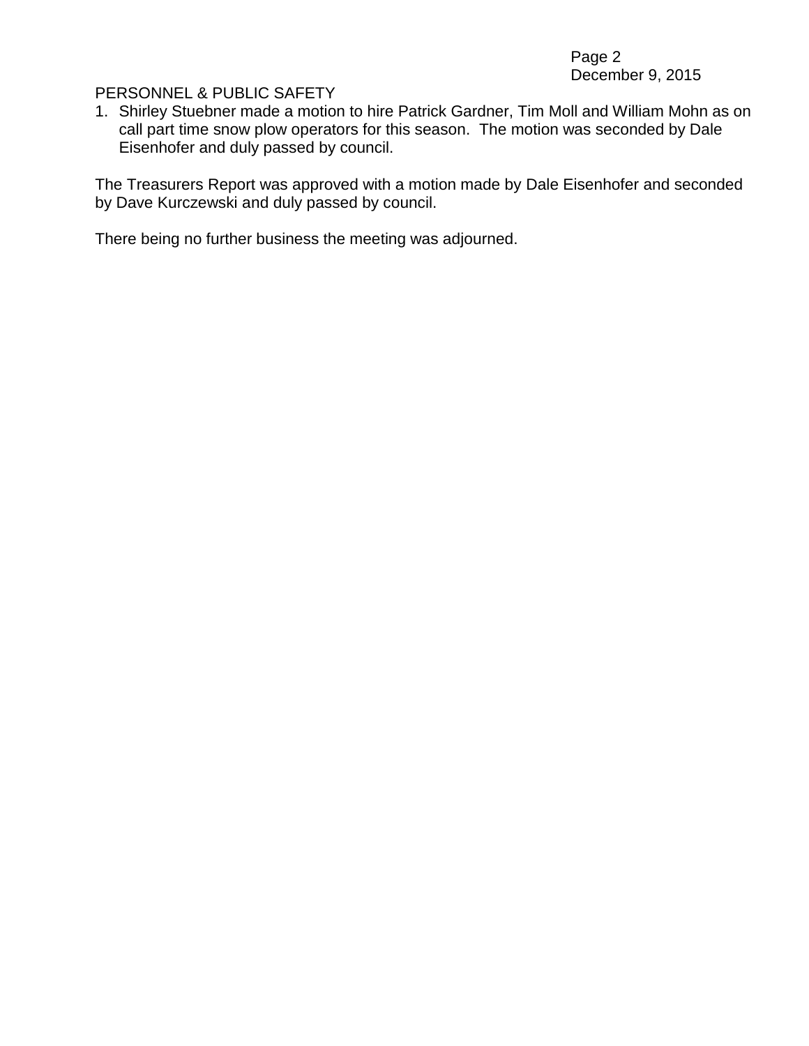PERSONNEL & PUBLIC SAFETY

1. Shirley Stuebner made a motion to hire Patrick Gardner, Tim Moll and William Mohn as on call part time snow plow operators for this season. The motion was seconded by Dale Eisenhofer and duly passed by council.

The Treasurers Report was approved with a motion made by Dale Eisenhofer and seconded by Dave Kurczewski and duly passed by council.

There being no further business the meeting was adjourned.